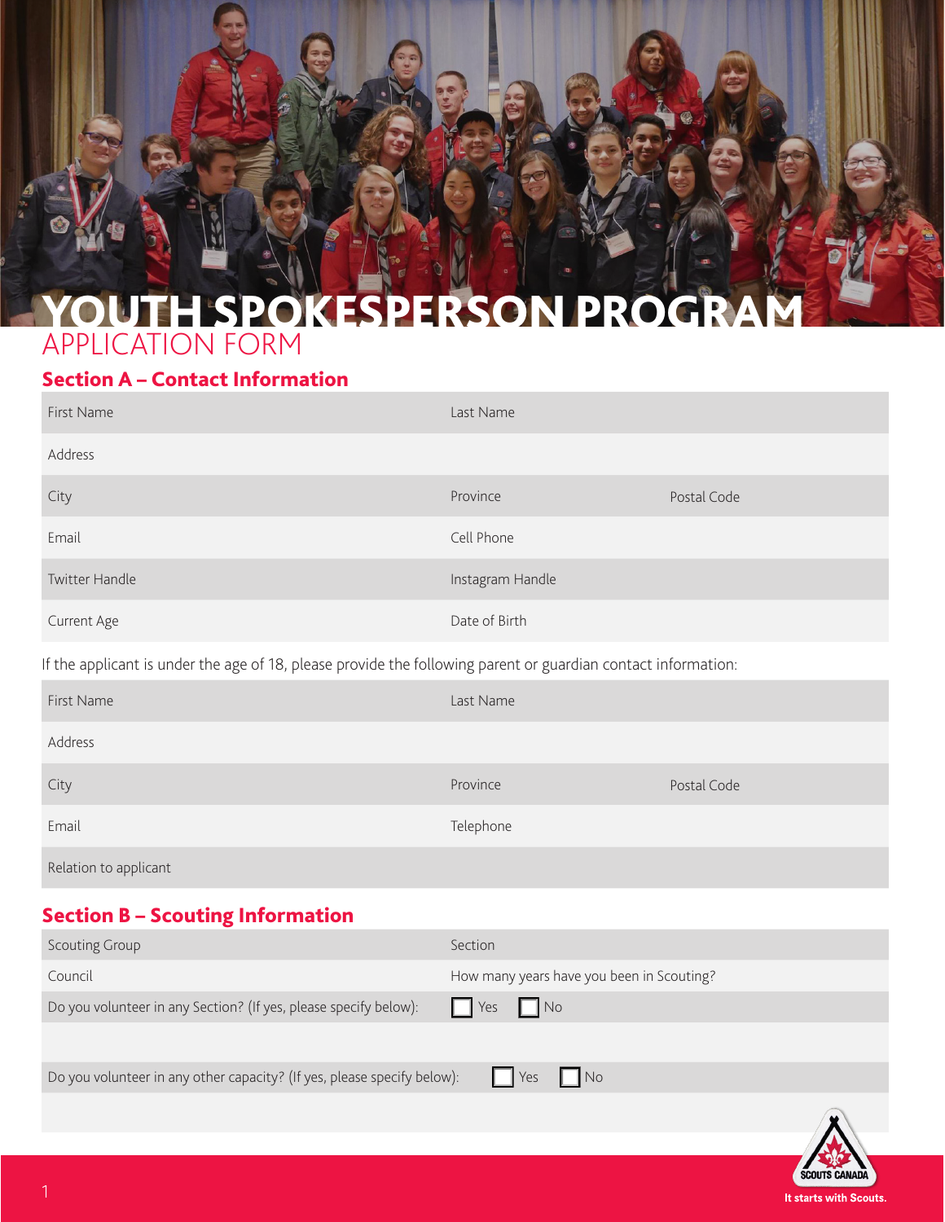# YOUTH SPOKESPERSON PROGRAM

## APPLICATION FORM

### Section A – Contact Information

| | | |
|---|---|---|
| First Name | Last Name | |
| Address | | |
| City | Province | Postal Code |
| Email | Cell Phone | |
| Twitter Handle | Instagram Handle | |
| Current Age | Date of Birth | |

If the applicant is under the age of 18, please provide the following parent or guardian contact information:

| | | |
|---|---|---|
| First Name | Last Name | |
| Address | | |
| City | Province | Postal Code |
| Email | Telephone | |
| Relation to applicant | | |

### Section B – Scouting Information

| | |
|---|---|
| Scouting Group | Section |
| Council | How many years have you been in Scouting? |
| Do you volunteer in any Section? (If yes, please specify below): | ☐ Yes ☐ No |
| | |
| Do you volunteer in any other capacity? (If yes, please specify below): | ☐ Yes ☐ No |
| | |

SCOUTS CANADA

It starts with Scouts.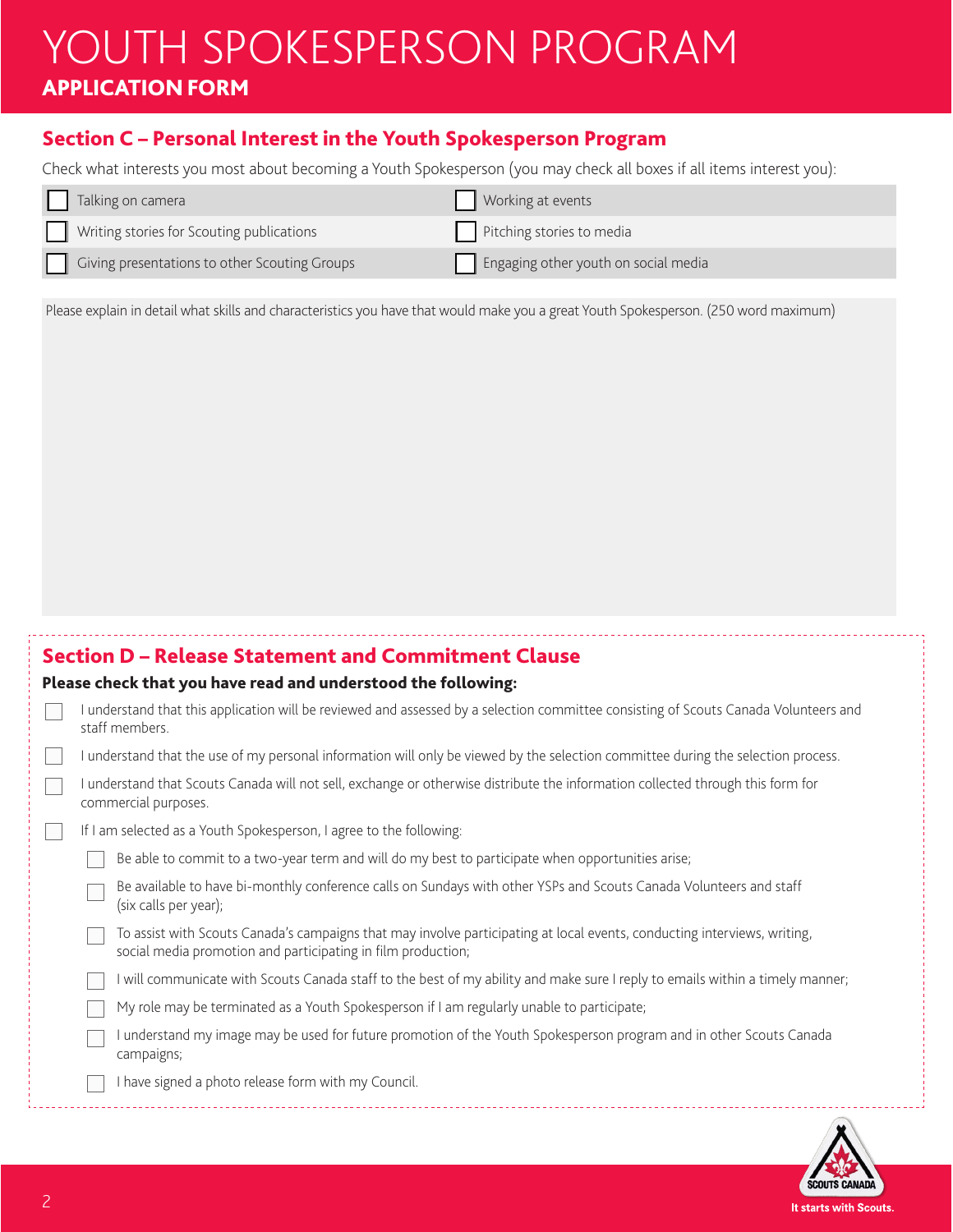# YOUTH SPOKESPERSON PROGRAM

## APPLICATION FORM

### Section C – Personal Interest in the Youth Spokesperson Program

Check what interests you most about becoming a Youth Spokesperson (you may check all boxes if all items interest you):

- [ ] Talking on camera
- [ ] Working at events
- [ ] Writing stories for Scouting publications
- [ ] Pitching stories to media
- [ ] Giving presentations to other Scouting Groups
- [ ] Engaging other youth on social media

Please explain in detail what skills and characteristics you have that would make you a great Youth Spokesperson. (250 word maximum)

### Section D – Release Statement and Commitment Clause

**Please check that you have read and understood the following:**

- [ ] I understand that this application will be reviewed and assessed by a selection committee consisting of Scouts Canada Volunteers and staff members.
- [ ] I understand that the use of my personal information will only be viewed by the selection committee during the selection process.
- [ ] I understand that Scouts Canada will not sell, exchange or otherwise distribute the information collected through this form for commercial purposes.
- [ ] If I am selected as a Youth Spokesperson, I agree to the following:
  - [ ] Be able to commit to a two-year term and will do my best to participate when opportunities arise;
  - [ ] Be available to have bi-monthly conference calls on Sundays with other YSPs and Scouts Canada Volunteers and staff (six calls per year);
  - [ ] To assist with Scouts Canada's campaigns that may involve participating at local events, conducting interviews, writing, social media promotion and participating in film production;
  - [ ] I will communicate with Scouts Canada staff to the best of my ability and make sure I reply to emails within a timely manner;
  - [ ] My role may be terminated as a Youth Spokesperson if I am regularly unable to participate;
  - [ ] I understand my image may be used for future promotion of the Youth Spokesperson program and in other Scouts Canada campaigns;
  - [ ] I have signed a photo release form with my Council.

SCOUTS CANADA

It starts with Scouts.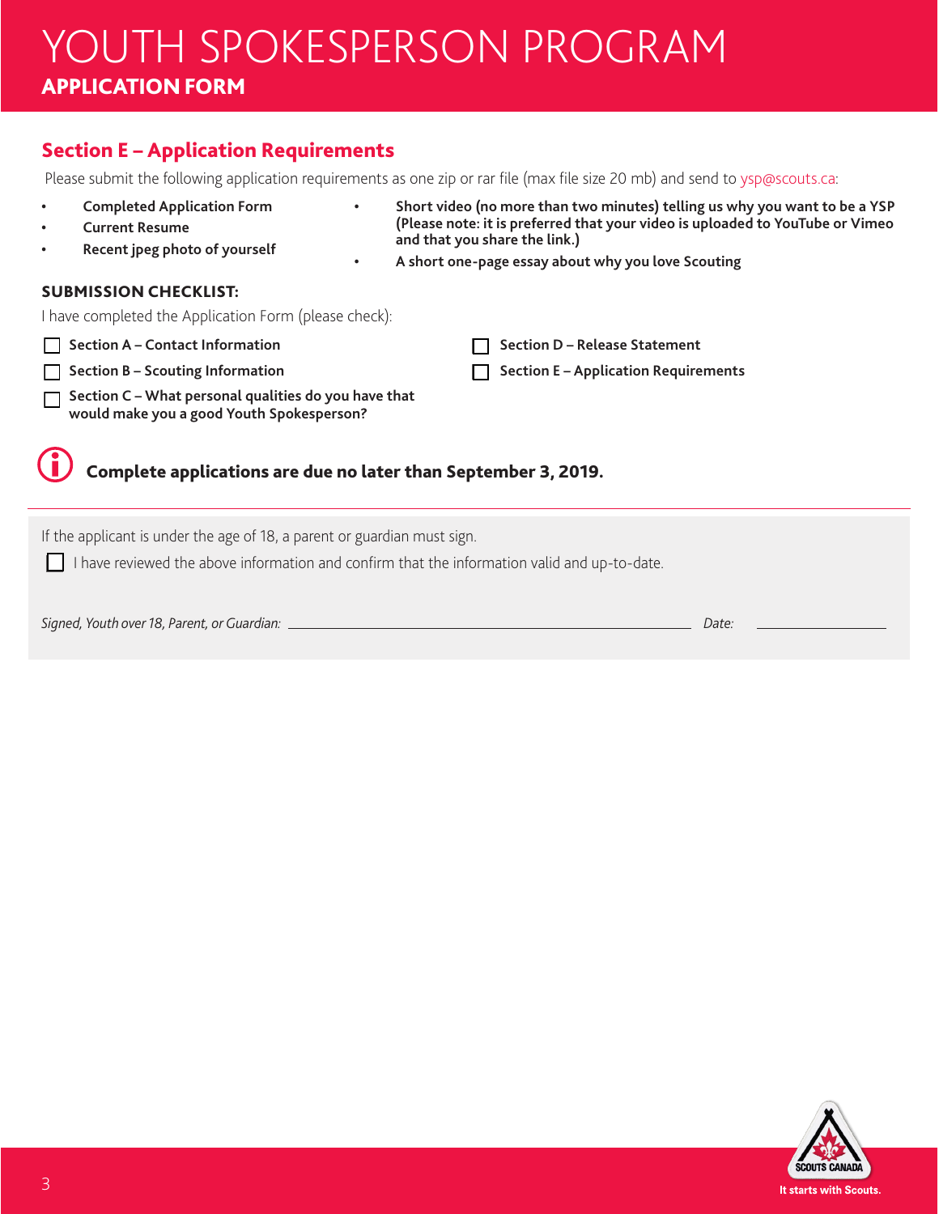# YOUTH SPOKESPERSON PROGRAM

## APPLICATION FORM

## Section E – Application Requirements

Please submit the following application requirements as one zip or rar file (max file size 20 mb) and send to ysp@scouts.ca:

- **Completed Application Form**
- **Current Resume**
- **Recent jpeg photo of yourself**
- **Short video (no more than two minutes) telling us why you want to be a YSP (Please note: it is preferred that your video is uploaded to YouTube or Vimeo and that you share the link.)**
- **A short one-page essay about why you love Scouting**

### SUBMISSION CHECKLIST:

I have completed the Application Form (please check):

- ☐ **Section A – Contact Information**
- ☐ **Section B – Scouting Information**
- ☐ **Section C – What personal qualities do you have that would make you a good Youth Spokesperson?**
- ☐ **Section D – Release Statement**
- ☐ **Section E – Application Requirements**

**Complete applications are due no later than September 3, 2019.**

If the applicant is under the age of 18, a parent or guardian must sign.

☐ I have reviewed the above information and confirm that the information valid and up-to-date.

*Signed, Youth over 18, Parent, or Guardian:* ______________________________ *Date:* ______________

SCOUTS CANADA

It starts with Scouts.